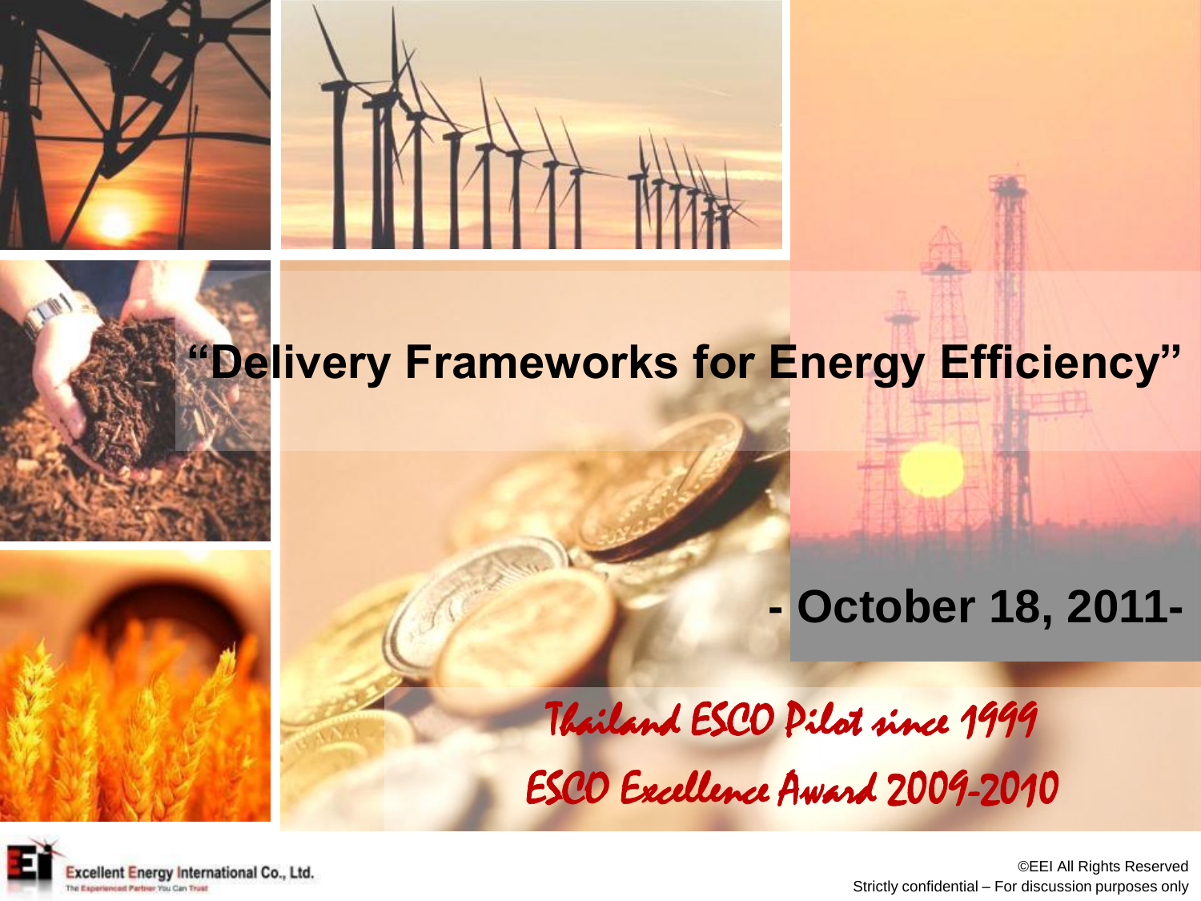# "Delivery Frameworks for Energy Efficiency"

**- October 18, 2011-**

*Thailand ESCO Pilot since 1999*

*ESCO Excellence Award 2009-2010*

Excellent Energy International Co., Ltd.

The Experienced Partner You Can Trust

©EEI All Rights Reserved

Strictly confidential – For discussion purposes only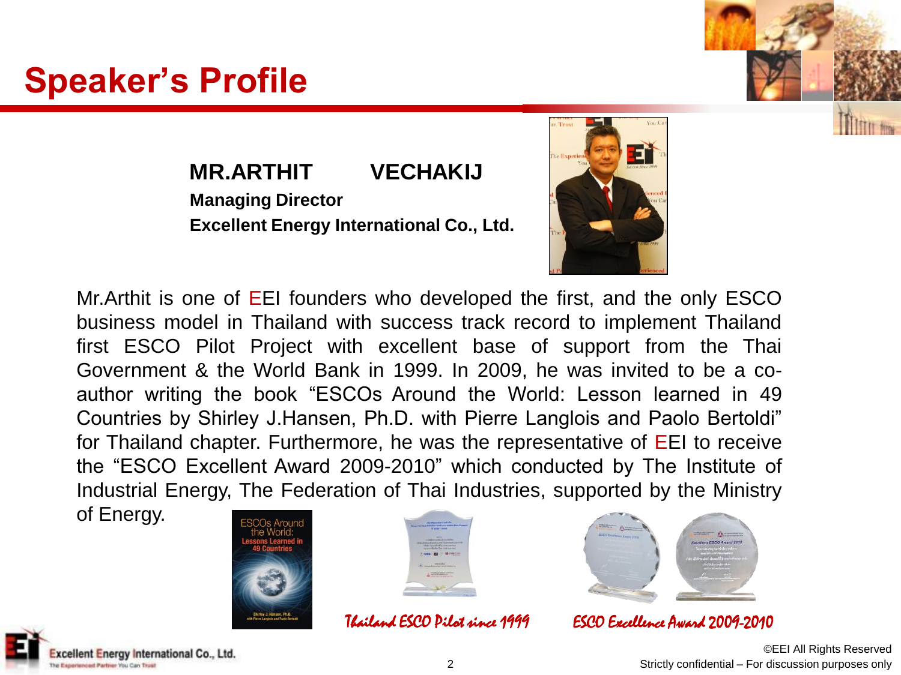# Speaker's Profile

**MR.ARTHIT VECHAKIJ**

**Managing Director**

**Excellent Energy International Co., Ltd.**

Mr.Arthit is one of EEI founders who developed the first, and the only ESCO business model in Thailand with success track record to implement Thailand first ESCO Pilot Project with excellent base of support from the Thai Government & the World Bank in 1999. In 2009, he was invited to be a co-author writing the book "ESCOs Around the World: Lesson learned in 49 Countries by Shirley J.Hansen, Ph.D. with Pierre Langlois and Paolo Bertoldi" for Thailand chapter. Furthermore, he was the representative of EEI to receive the "ESCO Excellent Award 2009-2010" which conducted by The Institute of Industrial Energy, The Federation of Thai Industries, supported by the Ministry of Energy.

*Thailand ESCO Pilot since 1999*

*ESCO Excellence Award 2009-2010*

©EEI All Rights Reserved

Strictly confidential – For discussion purposes only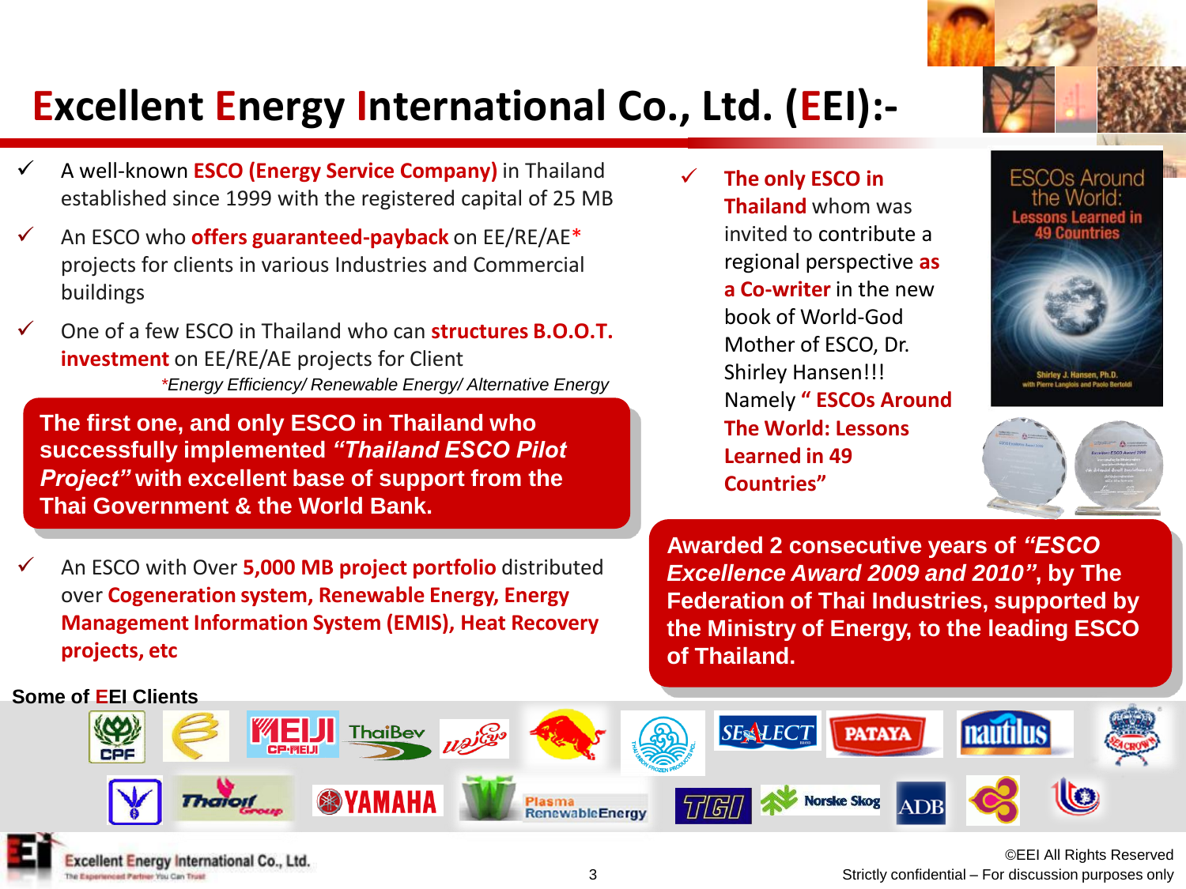# Excellent Energy International Co., Ltd. (EEI):-

- ✓ A well-known **ESCO (Energy Service Company)** in Thailand established since 1999 with the registered capital of 25 MB
- ✓ An ESCO who **offers guaranteed-payback** on EE/RE/AE* projects for clients in various Industries and Commercial buildings
- ✓ One of a few ESCO in Thailand who can **structures B.O.O.T. investment** on EE/RE/AE projects for Client

*\*Energy Efficiency/ Renewable Energy/ Alternative Energy*

**The first one, and only ESCO in Thailand who successfully implemented *"Thailand ESCO Pilot Project"* with excellent base of support from the Thai Government & the World Bank.**

- ✓ An ESCO with Over **5,000 MB project portfolio** distributed over **Cogeneration system, Renewable Energy, Energy Management Information System (EMIS), Heat Recovery projects, etc**

- ✓ **The only ESCO in Thailand** whom was invited to contribute a regional perspective **as a Co-writer** in the new book of World-God Mother of ESCO, Dr. Shirley Hansen!!! Namely **" ESCOs Around The World: Lessons Learned in 49 Countries"**

ESCOs Around the World: Lessons Learned in 49 Countries
Shirley J. Hansen, Ph.D. with Pierre Langlois and Paolo Bertoldi

**Awarded 2 consecutive years of *"ESCO Excellence Award 2009 and 2010"*, by The Federation of Thai Industries, supported by the Ministry of Energy, to the leading ESCO of Thailand.**

**Some of EEI Clients**

CPF, MEIJI CP-MEIJI, ThaiBev, Thai Union Frozen Products PCL., SEALECT, PATAYA, nautilus, SEACROWN, Thaioil Group, YAMAHA, Plasma RenewableEnergy, TGI, Norske Skog, ADB

©EEI All Rights Reserved
Strictly confidential – For discussion purposes only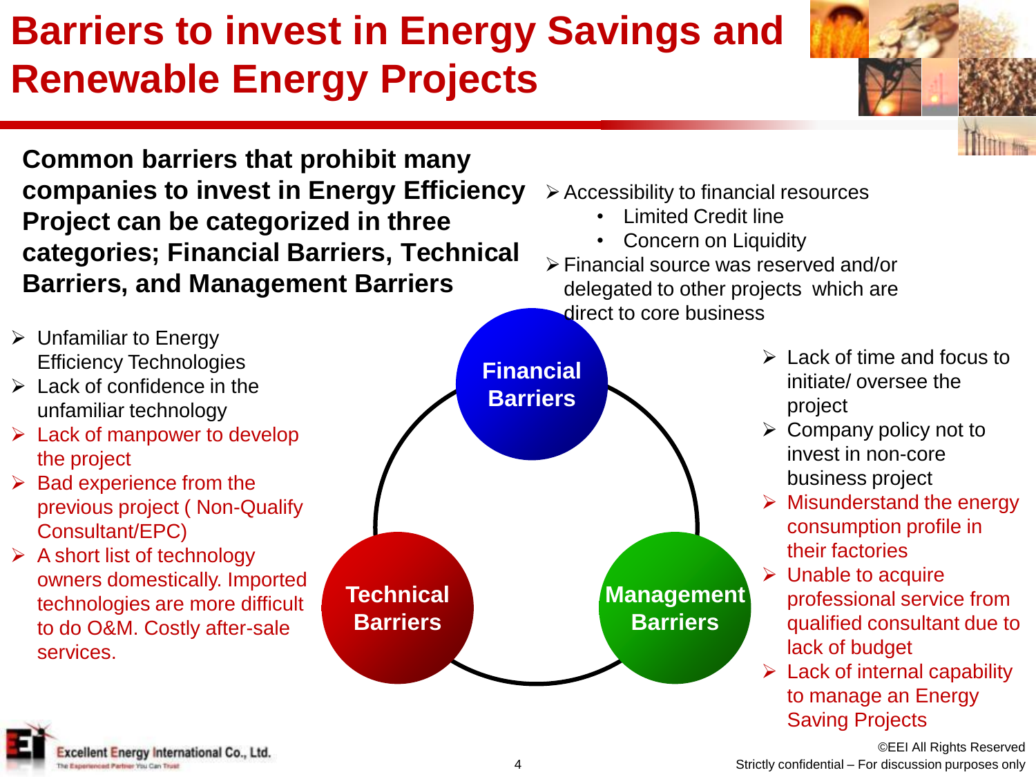# Barriers to invest in Energy Savings and Renewable Energy Projects

**Common barriers that prohibit many companies to invest in Energy Efficiency Project can be categorized in three categories; Financial Barriers, Technical Barriers, and Management Barriers**

## Financial Barriers

- Accessibility to financial resources
  - Limited Credit line
  - Concern on Liquidity
- Financial source was reserved and/or delegated to other projects which are direct to core business

## Technical Barriers

- Unfamiliar to Energy Efficiency Technologies
- Lack of confidence in the unfamiliar technology
- Lack of manpower to develop the project
- Bad experience from the previous project ( Non-Qualify Consultant/EPC)
- A short list of technology owners domestically. Imported technologies are more difficult to do O&M. Costly after-sale services.

## Management Barriers

- Lack of time and focus to initiate/ oversee the project
- Company policy not to invest in non-core business project
- Misunderstand the energy consumption profile in their factories
- Unable to acquire professional service from qualified consultant due to lack of budget
- Lack of internal capability to manage an Energy Saving Projects

©EEI All Rights Reserved
Strictly confidential – For discussion purposes only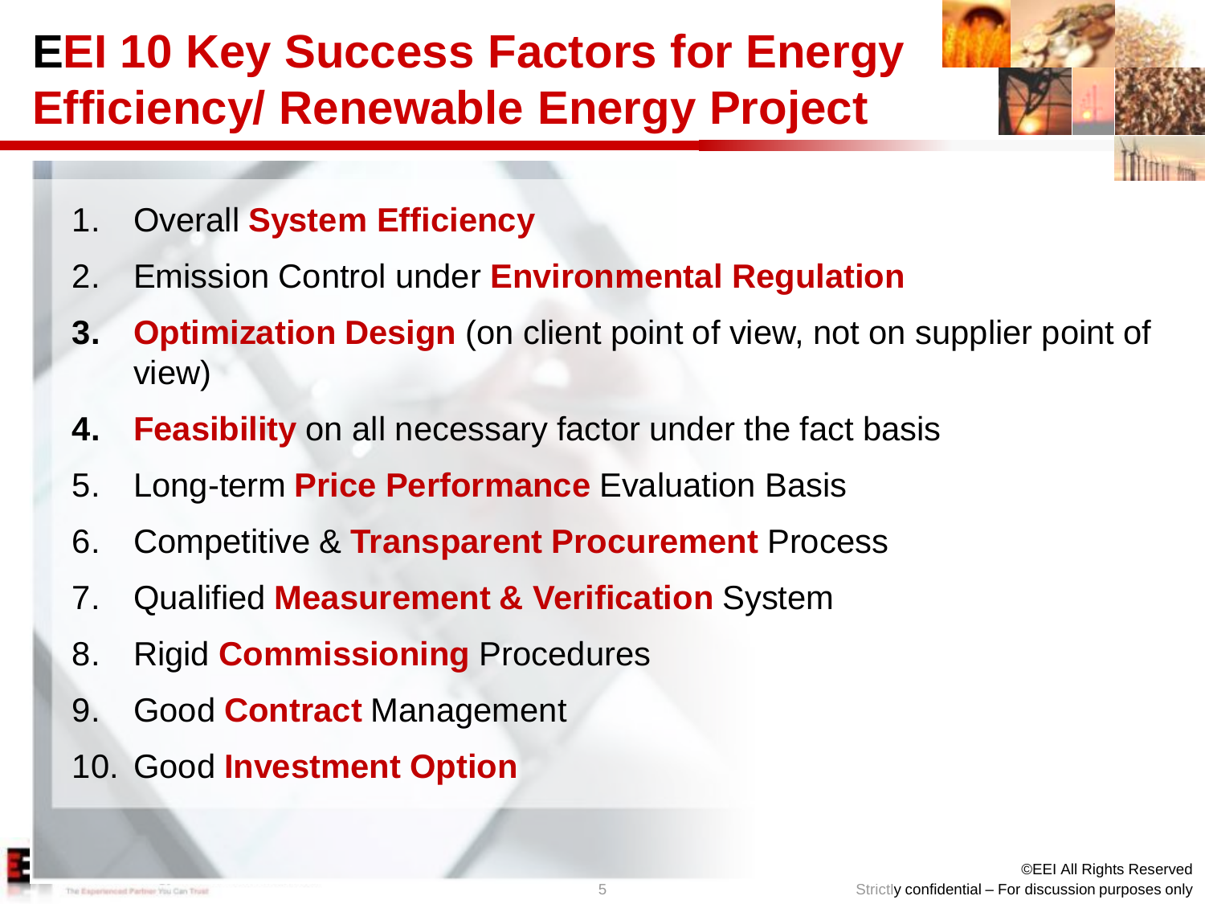# EEI 10 Key Success Factors for Energy Efficiency/ Renewable Energy Project

1. Overall **System Efficiency**
2. Emission Control under **Environmental Regulation**
3. **Optimization Design** (on client point of view, not on supplier point of view)
4. **Feasibility** on all necessary factor under the fact basis
5. Long-term **Price Performance** Evaluation Basis
6. Competitive & **Transparent Procurement** Process
7. Qualified **Measurement & Verification** System
8. Rigid **Commissioning** Procedures
9. Good **Contract** Management
10. Good **Investment Option**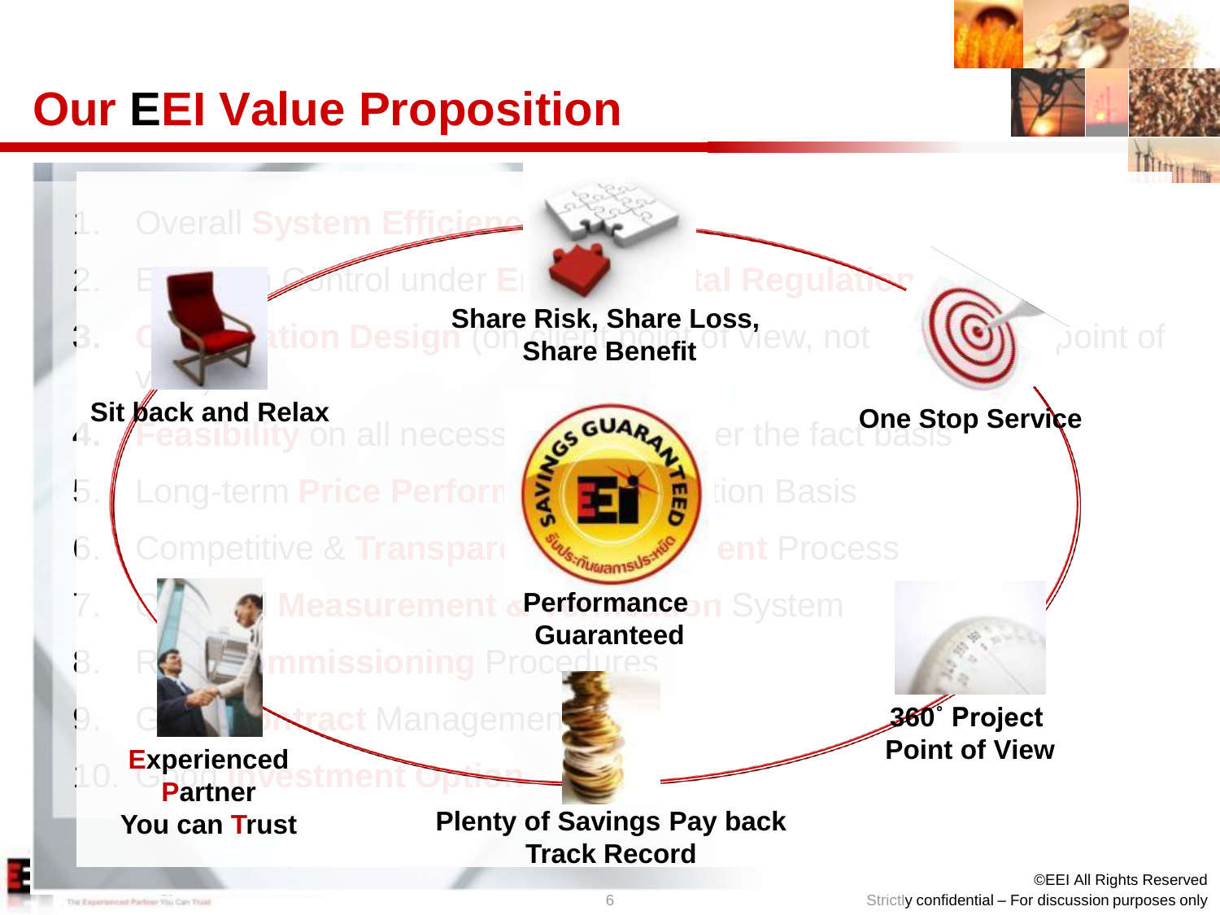# Our EEI Value Proposition

1. Overall System Efficiency
2. E... Control under Environmental Regulation
3. C...ation Design (on client point of view, not ... point of view)
4. Feasibility on all necess... er the fact basis
5. Long-term Price Perform... tion Basis
6. Competitive & Transpar... ent Process
7. ... Measurement & ... System
8. R... mmissioning Procedures
9. G... ntract Management
10. Good Investment Option

**Share Risk, Share Loss, Share Benefit**

**One Stop Service**

**360˚ Project Point of View**

**Plenty of Savings Pay back Track Record**

**Experienced Partner You can Trust**

**Sit back and Relax**

**Performance Guaranteed**

SAVINGS GUARANTEED EEi รับประกันผลการประหยัด

©EEI All Rights Reserved

Strictly confidential – For discussion purposes only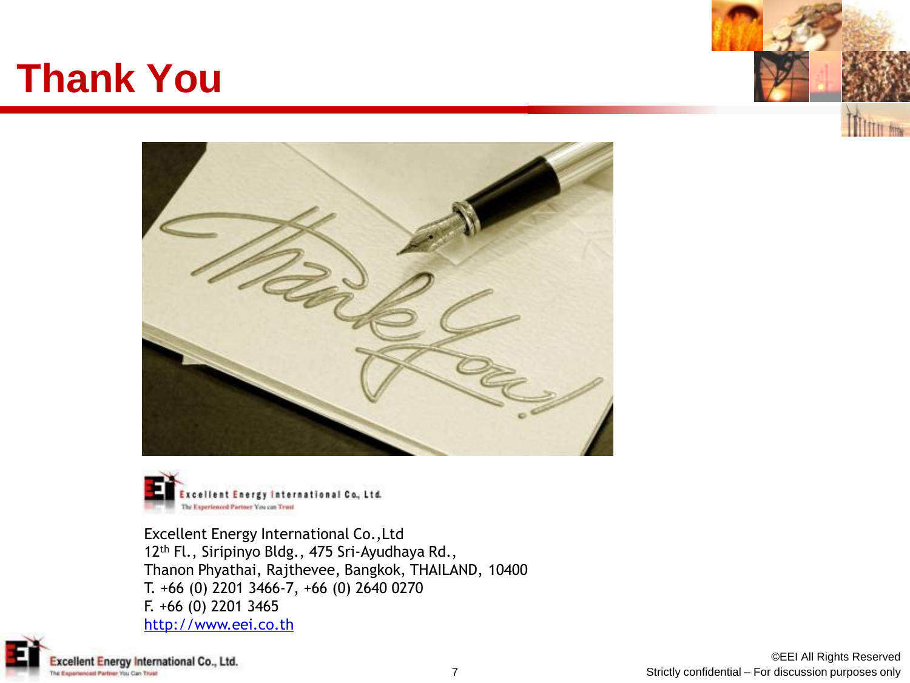# Thank You

Excellent Energy International Co.,Ltd
12th Fl., Siripinyo Bldg., 475 Sri-Ayudhaya Rd.,
Thanon Phyathai, Rajthevee, Bangkok, THAILAND, 10400
T. +66 (0) 2201 3466-7, +66 (0) 2640 0270
F. +66 (0) 2201 3465
http://www.eei.co.th

©EEI All Rights Reserved
Strictly confidential – For discussion purposes only